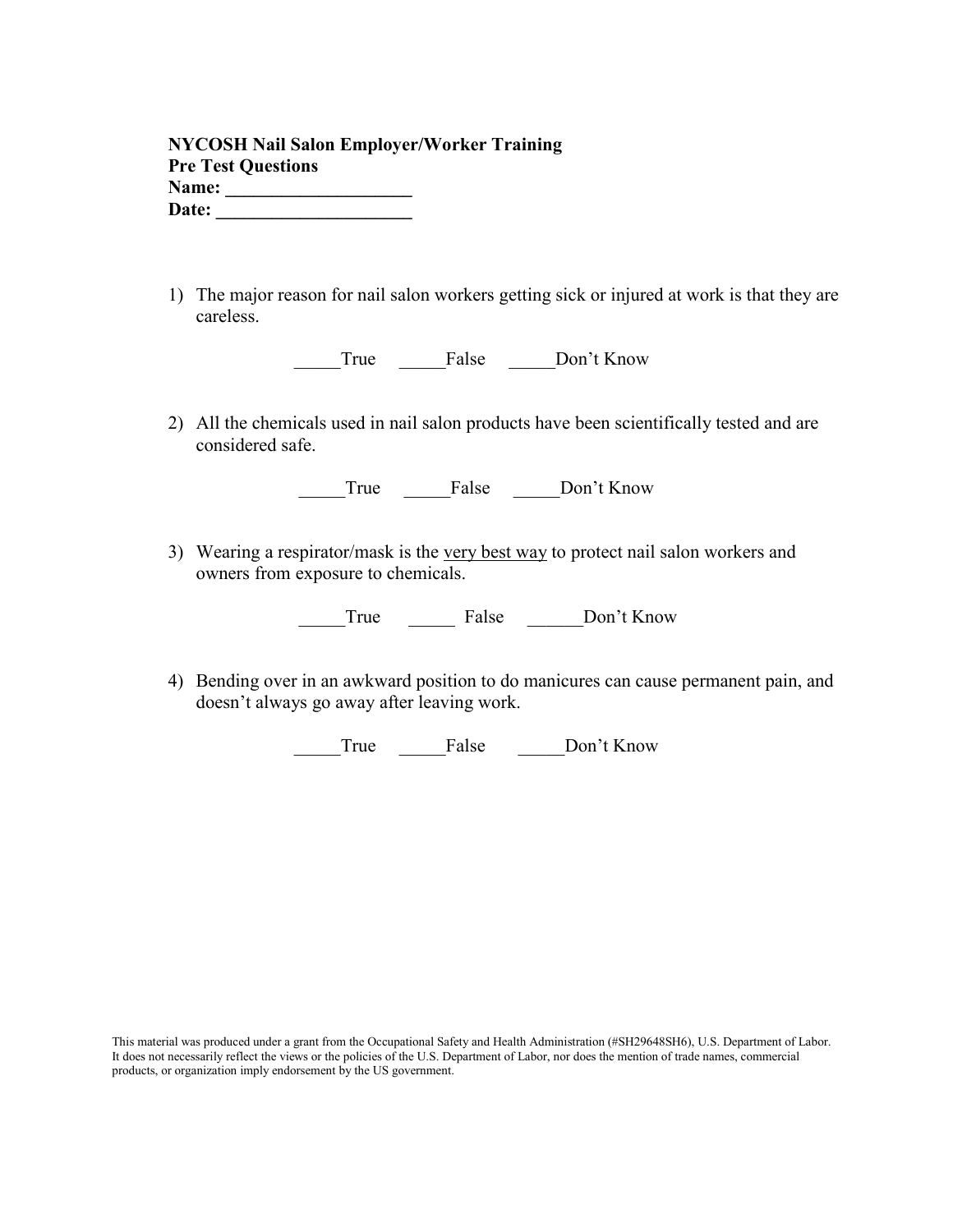**NYCOSH Nail Salon Employer/Worker Training**
**Pre Test Questions**
**Name: ____________________**
**Date: _____________________**

1) The major reason for nail salon workers getting sick or injured at work is that they are careless.

   _____True  _____False  _____Don't Know

2) All the chemicals used in nail salon products have been scientifically tested and are considered safe.

   _____True  _____False  _____Don't Know

3) Wearing a respirator/mask is the <u>very best way</u> to protect nail salon workers and owners from exposure to chemicals.

   _____True  _____ False  ______Don't Know

4) Bending over in an awkward position to do manicures can cause permanent pain, and doesn't always go away after leaving work.

   _____True  _____False  _____Don't Know

This material was produced under a grant from the Occupational Safety and Health Administration (#SH29648SH6), U.S. Department of Labor. It does not necessarily reflect the views or the policies of the U.S. Department of Labor, nor does the mention of trade names, commercial products, or organization imply endorsement by the US government.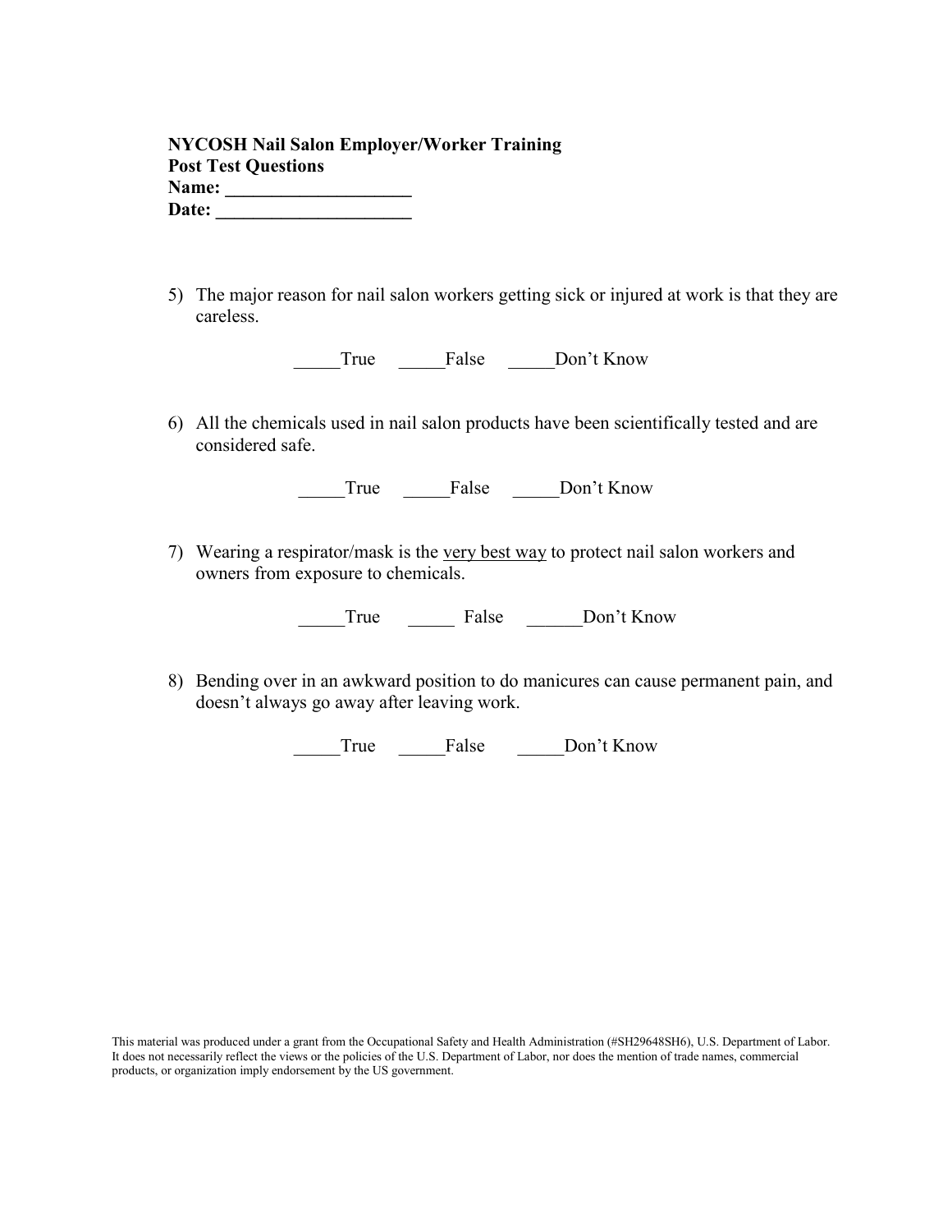**NYCOSH Nail Salon Employer/Worker Training**
**Post Test Questions**
**Name: ____________________**
**Date: _____________________**

5) The major reason for nail salon workers getting sick or injured at work is that they are careless.

_____True _____False _____Don't Know

6) All the chemicals used in nail salon products have been scientifically tested and are considered safe.

_____True _____False _____Don't Know

7) Wearing a respirator/mask is the <u>very best way</u> to protect nail salon workers and owners from exposure to chemicals.

_____True _____ False ______Don't Know

8) Bending over in an awkward position to do manicures can cause permanent pain, and doesn't always go away after leaving work.

_____True _____False _____Don't Know

This material was produced under a grant from the Occupational Safety and Health Administration (#SH29648SH6), U.S. Department of Labor. It does not necessarily reflect the views or the policies of the U.S. Department of Labor, nor does the mention of trade names, commercial products, or organization imply endorsement by the US government.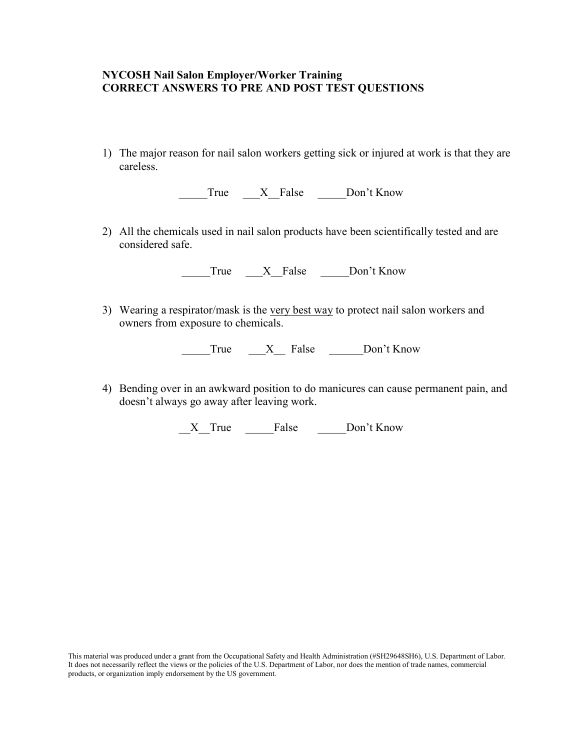**NYCOSH Nail Salon Employer/Worker Training**
**CORRECT ANSWERS TO PRE AND POST TEST QUESTIONS**

1) The major reason for nail salon workers getting sick or injured at work is that they are careless.

   _____True ___X__False _____Don't Know

2) All the chemicals used in nail salon products have been scientifically tested and are considered safe.

   _____True ___X__False _____Don't Know

3) Wearing a respirator/mask is the <u>very best way</u> to protect nail salon workers and owners from exposure to chemicals.

   _____True ___X__ False ______Don't Know

4) Bending over in an awkward position to do manicures can cause permanent pain, and doesn't always go away after leaving work.

   __X__True _____False _____Don't Know

This material was produced under a grant from the Occupational Safety and Health Administration (#SH29648SH6), U.S. Department of Labor. It does not necessarily reflect the views or the policies of the U.S. Department of Labor, nor does the mention of trade names, commercial products, or organization imply endorsement by the US government.